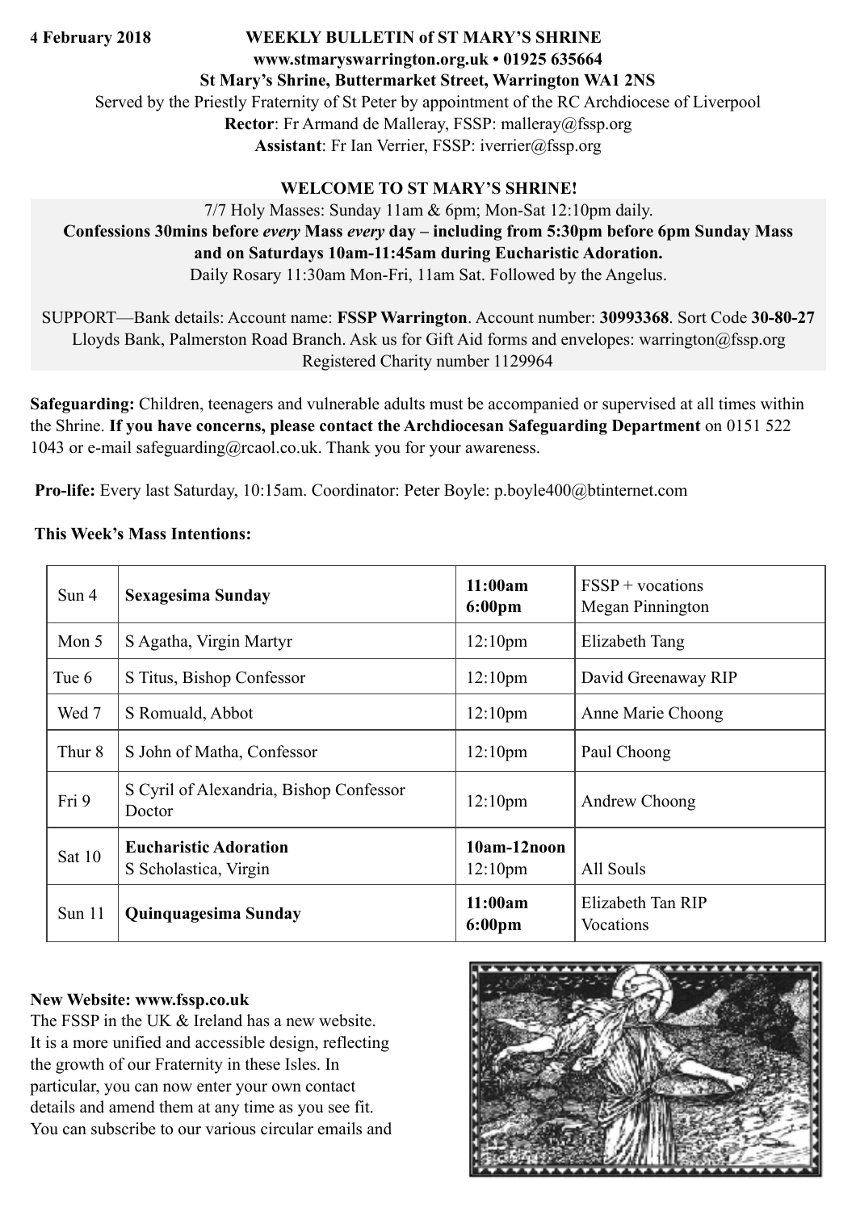**4 February 2018** **WEEKLY BULLETIN of ST MARY'S SHRINE**

**www.stmaryswarrington.org.uk • 01925 635664**

**St Mary's Shrine, Buttermarket Street, Warrington WA1 2NS**

Served by the Priestly Fraternity of St Peter by appointment of the RC Archdiocese of Liverpool

**Rector**: Fr Armand de Malleray, FSSP: malleray@fssp.org

**Assistant**: Fr Ian Verrier, FSSP: iverrier@fssp.org

## WELCOME TO ST MARY'S SHRINE!

7/7 Holy Masses: Sunday 11am & 6pm; Mon-Sat 12:10pm daily.

**Confessions 30mins before *every* Mass *every* day – including from 5:30pm before 6pm Sunday Mass and on Saturdays 10am-11:45am during Eucharistic Adoration.**

Daily Rosary 11:30am Mon-Fri, 11am Sat. Followed by the Angelus.

SUPPORT—Bank details: Account name: **FSSP Warrington**. Account number: **30993368**. Sort Code **30-80-27** Lloyds Bank, Palmerston Road Branch. Ask us for Gift Aid forms and envelopes: warrington@fssp.org Registered Charity number 1129964

**Safeguarding:** Children, teenagers and vulnerable adults must be accompanied or supervised at all times within the Shrine. **If you have concerns, please contact the Archdiocesan Safeguarding Department** on 0151 522 1043 or e-mail safeguarding@rcaol.co.uk. Thank you for your awareness.

**Pro-life:** Every last Saturday, 10:15am. Coordinator: Peter Boyle: p.boyle400@btinternet.com

**This Week's Mass Intentions:**

| | | | |
|---|---|---|---|
| Sun 4 | **Sexagesima Sunday** | **11:00am**<br>**6:00pm** | FSSP + vocations<br>Megan Pinnington |
| Mon 5 | S Agatha, Virgin Martyr | 12:10pm | Elizabeth Tang |
| Tue 6 | S Titus, Bishop Confessor | 12:10pm | David Greenaway RIP |
| Wed 7 | S Romuald, Abbot | 12:10pm | Anne Marie Choong |
| Thur 8 | S John of Matha, Confessor | 12:10pm | Paul Choong |
| Fri 9 | S Cyril of Alexandria, Bishop Confessor Doctor | 12:10pm | Andrew Choong |
| Sat 10 | **Eucharistic Adoration**<br>S Scholastica, Virgin | **10am-12noon**<br>12:10pm | <br>All Souls |
| Sun 11 | **Quinquagesima Sunday** | **11:00am**<br>**6:00pm** | Elizabeth Tan RIP<br>Vocations |

**New Website: www.fssp.co.uk**

The FSSP in the UK & Ireland has a new website. It is a more unified and accessible design, reflecting the growth of our Fraternity in these Isles. In particular, you can now enter your own contact details and amend them at any time as you see fit. You can subscribe to our various circular emails and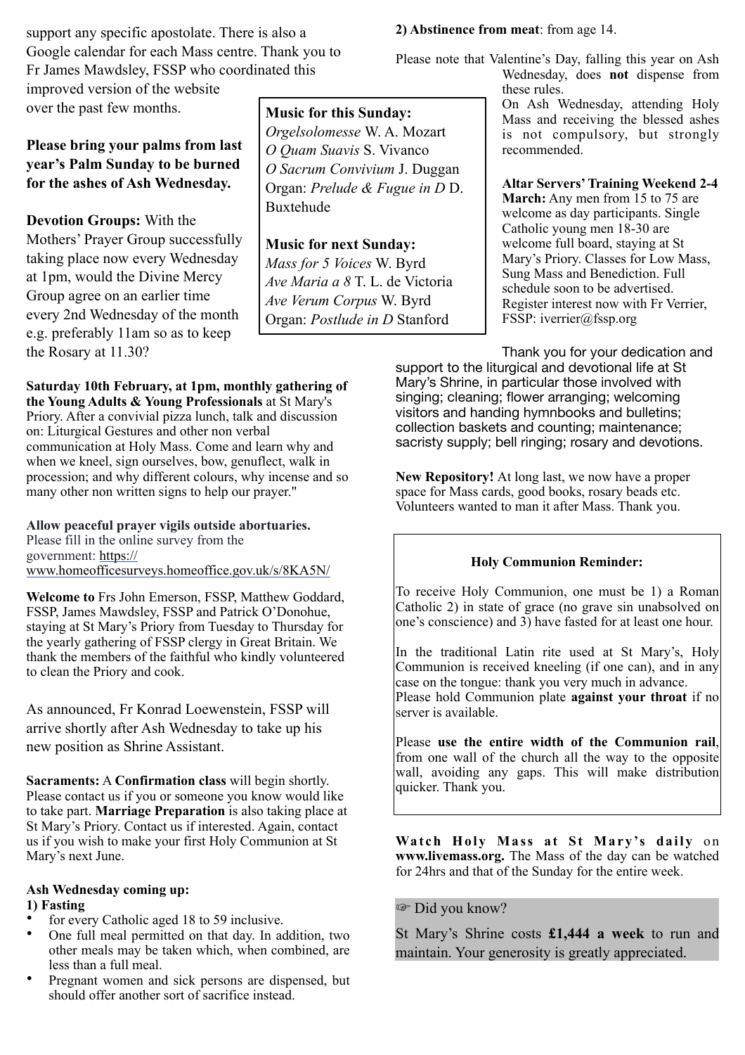support any specific apostolate. There is also a Google calendar for each Mass centre. Thank you to Fr James Mawdsley, FSSP who coordinated this improved version of the website over the past few months.

**Please bring your palms from last year's Palm Sunday to be burned for the ashes of Ash Wednesday.**

**Devotion Groups:** With the Mothers' Prayer Group successfully taking place now every Wednesday at 1pm, would the Divine Mercy Group agree on an earlier time every 2nd Wednesday of the month e.g. preferably 11am so as to keep the Rosary at 11.30?

**Music for this Sunday:**
*Orgelsolomesse* W. A. Mozart
*O Quam Suavis* S. Vivanco
*O Sacrum Convivium* J. Duggan
Organ: *Prelude & Fugue in D* D. Buxtehude

**Music for next Sunday:**
*Mass for 5 Voices* W. Byrd
*Ave Maria a 8* T. L. de Victoria
*Ave Verum Corpus* W. Byrd
Organ: *Postlude in D* Stanford

**Saturday 10th February, at 1pm, monthly gathering of the Young Adults & Young Professionals** at St Mary's Priory. After a convivial pizza lunch, talk and discussion on: Liturgical Gestures and other non verbal communication at Holy Mass. Come and learn why and when we kneel, sign ourselves, bow, genuflect, walk in procession; and why different colours, why incense and so many other non written signs to help our prayer."

**Allow peaceful prayer vigils outside abortuaries.** Please fill in the online survey from the government: https://www.homeofficesurveys.homeoffice.gov.uk/s/8KA5N/

**Welcome to** Frs John Emerson, FSSP, Matthew Goddard, FSSP, James Mawdsley, FSSP and Patrick O'Donohue, staying at St Mary's Priory from Tuesday to Thursday for the yearly gathering of FSSP clergy in Great Britain. We thank the members of the faithful who kindly volunteered to clean the Priory and cook.

As announced, Fr Konrad Loewenstein, FSSP will arrive shortly after Ash Wednesday to take up his new position as Shrine Assistant.

**Sacraments:** A **Confirmation class** will begin shortly. Please contact us if you or someone you know would like to take part. **Marriage Preparation** is also taking place at St Mary's Priory. Contact us if interested. Again, contact us if you wish to make your first Holy Communion at St Mary's next June.

**Ash Wednesday coming up:**

**1) Fasting**

- for every Catholic aged 18 to 59 inclusive.
- One full meal permitted on that day. In addition, two other meals may be taken which, when combined, are less than a full meal.
- Pregnant women and sick persons are dispensed, but should offer another sort of sacrifice instead.

**2) Abstinence from meat**: from age 14.

Please note that Valentine's Day, falling this year on Ash Wednesday, does **not** dispense from these rules.

On Ash Wednesday, attending Holy Mass and receiving the blessed ashes is not compulsory, but strongly recommended.

**Altar Servers' Training Weekend 2-4 March:** Any men from 15 to 75 are welcome as day participants. Single Catholic young men 18-30 are welcome full board, staying at St Mary's Priory. Classes for Low Mass, Sung Mass and Benediction. Full schedule soon to be advertised. Register interest now with Fr Verrier, FSSP: iverrier@fssp.org

Thank you for your dedication and support to the liturgical and devotional life at St Mary's Shrine, in particular those involved with singing; cleaning; flower arranging; welcoming visitors and handing hymnbooks and bulletins; collection baskets and counting; maintenance; sacristy supply; bell ringing; rosary and devotions.

**New Repository!** At long last, we now have a proper space for Mass cards, good books, rosary beads etc. Volunteers wanted to man it after Mass. Thank you.

**Holy Communion Reminder:**

To receive Holy Communion, one must be 1) a Roman Catholic 2) in state of grace (no grave sin unabsolved on one's conscience) and 3) have fasted for at least one hour.

In the traditional Latin rite used at St Mary's, Holy Communion is received kneeling (if one can), and in any case on the tongue: thank you very much in advance. Please hold Communion plate **against your throat** if no server is available.

Please **use the entire width of the Communion rail**, from one wall of the church all the way to the opposite wall, avoiding any gaps. This will make distribution quicker. Thank you.

**Watch Holy Mass at St Mary's daily** on **www.livemass.org.** The Mass of the day can be watched for 24hrs and that of the Sunday for the entire week.

☞ Did you know?

St Mary's Shrine costs **£1,444 a week** to run and maintain. Your generosity is greatly appreciated.